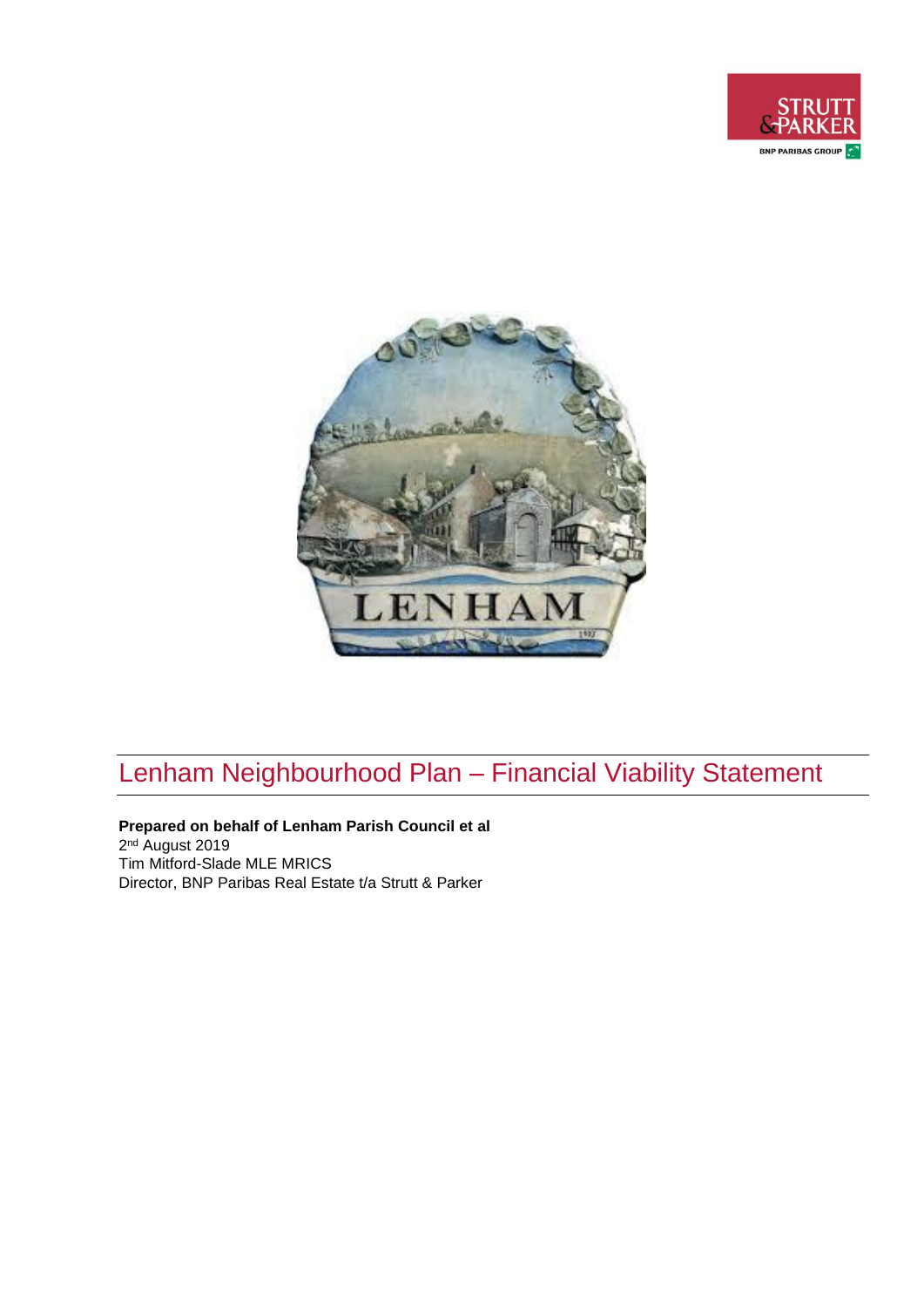# Lenham Neighbourhood Plan – Financial Viability Statement

**Prepared on behalf of Lenham Parish Council et al**

2nd August 2019

Tim Mitford-Slade MLE MRICS

Director, BNP Paribas Real Estate t/a Strutt & Parker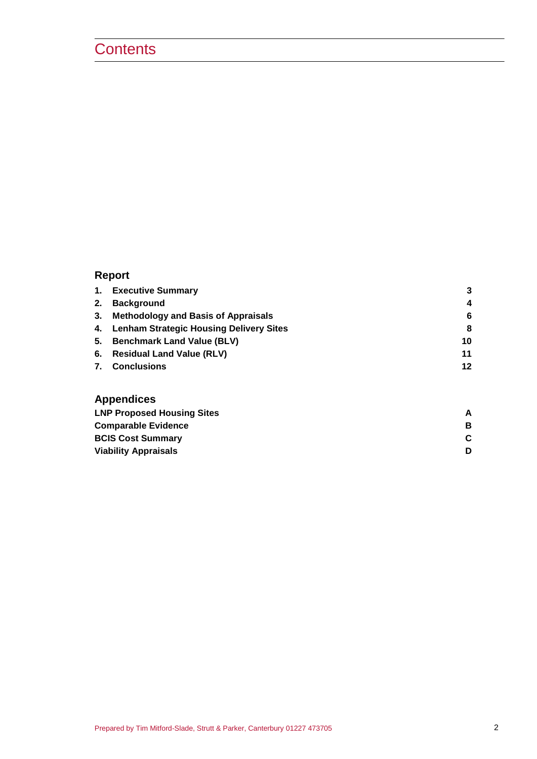# Contents

## Report

| | | |
|---|---|---|
| **1.** | **Executive Summary** | **3** |
| **2.** | **Background** | **4** |
| **3.** | **Methodology and Basis of Appraisals** | **6** |
| **4.** | **Lenham Strategic Housing Delivery Sites** | **8** |
| **5.** | **Benchmark Land Value (BLV)** | **10** |
| **6.** | **Residual Land Value (RLV)** | **11** |
| **7.** | **Conclusions** | **12** |

## Appendices

| | |
|---|---|
| **LNP Proposed Housing Sites** | **A** |
| **Comparable Evidence** | **B** |
| **BCIS Cost Summary** | **C** |
| **Viability Appraisals** | **D** |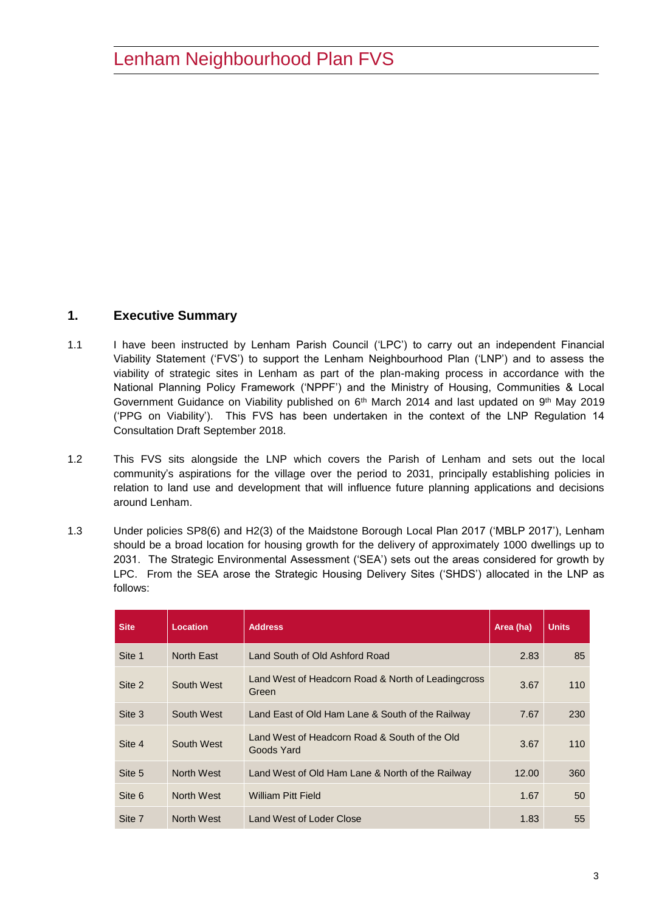## 1. Executive Summary

1.1 I have been instructed by Lenham Parish Council ('LPC') to carry out an independent Financial Viability Statement ('FVS') to support the Lenham Neighbourhood Plan ('LNP') and to assess the viability of strategic sites in Lenham as part of the plan-making process in accordance with the National Planning Policy Framework ('NPPF') and the Ministry of Housing, Communities & Local Government Guidance on Viability published on 6th March 2014 and last updated on 9th May 2019 ('PPG on Viability'). This FVS has been undertaken in the context of the LNP Regulation 14 Consultation Draft September 2018.

1.2 This FVS sits alongside the LNP which covers the Parish of Lenham and sets out the local community's aspirations for the village over the period to 2031, principally establishing policies in relation to land use and development that will influence future planning applications and decisions around Lenham.

1.3 Under policies SP8(6) and H2(3) of the Maidstone Borough Local Plan 2017 ('MBLP 2017'), Lenham should be a broad location for housing growth for the delivery of approximately 1000 dwellings up to 2031. The Strategic Environmental Assessment ('SEA') sets out the areas considered for growth by LPC. From the SEA arose the Strategic Housing Delivery Sites ('SHDS') allocated in the LNP as follows:

| Site | Location | Address | Area (ha) | Units |
|---|---|---|---|---|
| Site 1 | North East | Land South of Old Ashford Road | 2.83 | 85 |
| Site 2 | South West | Land West of Headcorn Road & North of Leadingcross Green | 3.67 | 110 |
| Site 3 | South West | Land East of Old Ham Lane & South of the Railway | 7.67 | 230 |
| Site 4 | South West | Land West of Headcorn Road & South of the Old Goods Yard | 3.67 | 110 |
| Site 5 | North West | Land West of Old Ham Lane & North of the Railway | 12.00 | 360 |
| Site 6 | North West | William Pitt Field | 1.67 | 50 |
| Site 7 | North West | Land West of Loder Close | 1.83 | 55 |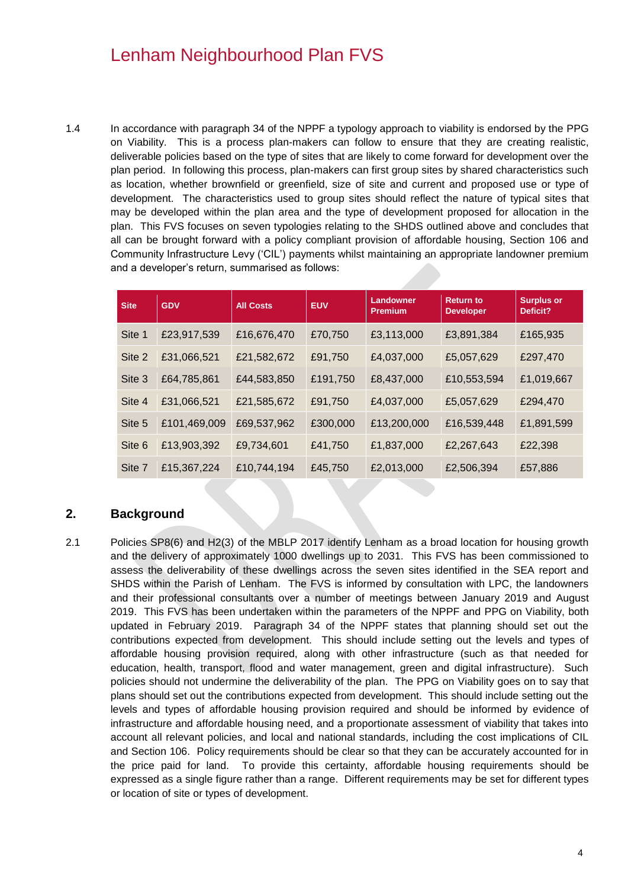1.4 In accordance with paragraph 34 of the NPPF a typology approach to viability is endorsed by the PPG on Viability. This is a process plan-makers can follow to ensure that they are creating realistic, deliverable policies based on the type of sites that are likely to come forward for development over the plan period. In following this process, plan-makers can first group sites by shared characteristics such as location, whether brownfield or greenfield, size of site and current and proposed use or type of development. The characteristics used to group sites should reflect the nature of typical sites that may be developed within the plan area and the type of development proposed for allocation in the plan. This FVS focuses on seven typologies relating to the SHDS outlined above and concludes that all can be brought forward with a policy compliant provision of affordable housing, Section 106 and Community Infrastructure Levy ('CIL') payments whilst maintaining an appropriate landowner premium and a developer's return, summarised as follows:

| Site | GDV | All Costs | EUV | Landowner Premium | Return to Developer | Surplus or Deficit? |
|---|---|---|---|---|---|---|
| Site 1 | £23,917,539 | £16,676,470 | £70,750 | £3,113,000 | £3,891,384 | £165,935 |
| Site 2 | £31,066,521 | £21,582,672 | £91,750 | £4,037,000 | £5,057,629 | £297,470 |
| Site 3 | £64,785,861 | £44,583,850 | £191,750 | £8,437,000 | £10,553,594 | £1,019,667 |
| Site 4 | £31,066,521 | £21,585,672 | £91,750 | £4,037,000 | £5,057,629 | £294,470 |
| Site 5 | £101,469,009 | £69,537,962 | £300,000 | £13,200,000 | £16,539,448 | £1,891,599 |
| Site 6 | £13,903,392 | £9,734,601 | £41,750 | £1,837,000 | £2,267,643 | £22,398 |
| Site 7 | £15,367,224 | £10,744,194 | £45,750 | £2,013,000 | £2,506,394 | £57,886 |

## 2. Background

2.1 Policies SP8(6) and H2(3) of the MBLP 2017 identify Lenham as a broad location for housing growth and the delivery of approximately 1000 dwellings up to 2031. This FVS has been commissioned to assess the deliverability of these dwellings across the seven sites identified in the SEA report and SHDS within the Parish of Lenham. The FVS is informed by consultation with LPC, the landowners and their professional consultants over a number of meetings between January 2019 and August 2019. This FVS has been undertaken within the parameters of the NPPF and PPG on Viability, both updated in February 2019. Paragraph 34 of the NPPF states that planning should set out the contributions expected from development. This should include setting out the levels and types of affordable housing provision required, along with other infrastructure (such as that needed for education, health, transport, flood and water management, green and digital infrastructure). Such policies should not undermine the deliverability of the plan. The PPG on Viability goes on to say that plans should set out the contributions expected from development. This should include setting out the levels and types of affordable housing provision required and should be informed by evidence of infrastructure and affordable housing need, and a proportionate assessment of viability that takes into account all relevant policies, and local and national standards, including the cost implications of CIL and Section 106. Policy requirements should be clear so that they can be accurately accounted for in the price paid for land. To provide this certainty, affordable housing requirements should be expressed as a single figure rather than a range. Different requirements may be set for different types or location of site or types of development.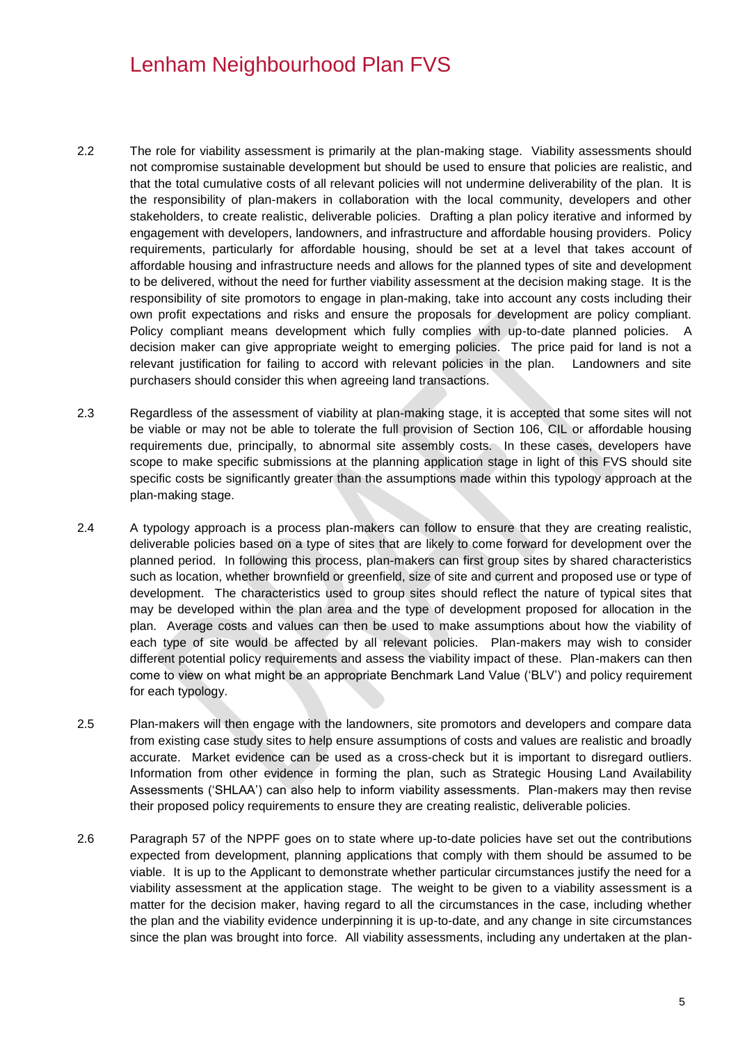2.2 The role for viability assessment is primarily at the plan-making stage. Viability assessments should not compromise sustainable development but should be used to ensure that policies are realistic, and that the total cumulative costs of all relevant policies will not undermine deliverability of the plan. It is the responsibility of plan-makers in collaboration with the local community, developers and other stakeholders, to create realistic, deliverable policies. Drafting a plan policy iterative and informed by engagement with developers, landowners, and infrastructure and affordable housing providers. Policy requirements, particularly for affordable housing, should be set at a level that takes account of affordable housing and infrastructure needs and allows for the planned types of site and development to be delivered, without the need for further viability assessment at the decision making stage. It is the responsibility of site promotors to engage in plan-making, take into account any costs including their own profit expectations and risks and ensure the proposals for development are policy compliant. Policy compliant means development which fully complies with up-to-date planned policies. A decision maker can give appropriate weight to emerging policies. The price paid for land is not a relevant justification for failing to accord with relevant policies in the plan. Landowners and site purchasers should consider this when agreeing land transactions.

2.3 Regardless of the assessment of viability at plan-making stage, it is accepted that some sites will not be viable or may not be able to tolerate the full provision of Section 106, CIL or affordable housing requirements due, principally, to abnormal site assembly costs. In these cases, developers have scope to make specific submissions at the planning application stage in light of this FVS should site specific costs be significantly greater than the assumptions made within this typology approach at the plan-making stage.

2.4 A typology approach is a process plan-makers can follow to ensure that they are creating realistic, deliverable policies based on a type of sites that are likely to come forward for development over the planned period. In following this process, plan-makers can first group sites by shared characteristics such as location, whether brownfield or greenfield, size of site and current and proposed use or type of development. The characteristics used to group sites should reflect the nature of typical sites that may be developed within the plan area and the type of development proposed for allocation in the plan. Average costs and values can then be used to make assumptions about how the viability of each type of site would be affected by all relevant policies. Plan-makers may wish to consider different potential policy requirements and assess the viability impact of these. Plan-makers can then come to view on what might be an appropriate Benchmark Land Value ('BLV') and policy requirement for each typology.

2.5 Plan-makers will then engage with the landowners, site promotors and developers and compare data from existing case study sites to help ensure assumptions of costs and values are realistic and broadly accurate. Market evidence can be used as a cross-check but it is important to disregard outliers. Information from other evidence in forming the plan, such as Strategic Housing Land Availability Assessments ('SHLAA') can also help to inform viability assessments. Plan-makers may then revise their proposed policy requirements to ensure they are creating realistic, deliverable policies.

2.6 Paragraph 57 of the NPPF goes on to state where up-to-date policies have set out the contributions expected from development, planning applications that comply with them should be assumed to be viable. It is up to the Applicant to demonstrate whether particular circumstances justify the need for a viability assessment at the application stage. The weight to be given to a viability assessment is a matter for the decision maker, having regard to all the circumstances in the case, including whether the plan and the viability evidence underpinning it is up-to-date, and any change in site circumstances since the plan was brought into force. All viability assessments, including any undertaken at the plan-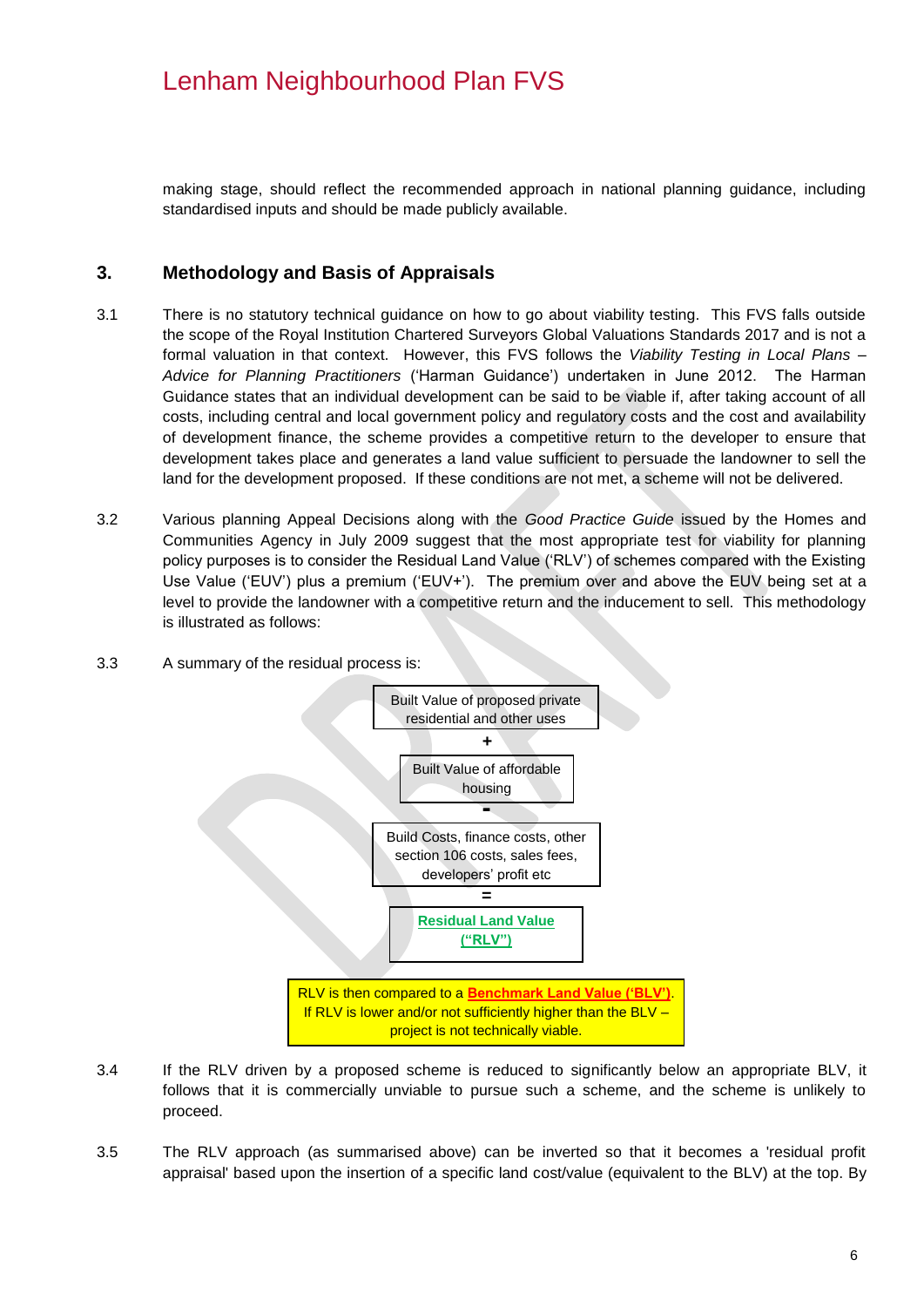making stage, should reflect the recommended approach in national planning guidance, including standardised inputs and should be made publicly available.

## 3. Methodology and Basis of Appraisals

3.1 There is no statutory technical guidance on how to go about viability testing. This FVS falls outside the scope of the Royal Institution Chartered Surveyors Global Valuations Standards 2017 and is not a formal valuation in that context. However, this FVS follows the *Viability Testing in Local Plans – Advice for Planning Practitioners* ('Harman Guidance') undertaken in June 2012. The Harman Guidance states that an individual development can be said to be viable if, after taking account of all costs, including central and local government policy and regulatory costs and the cost and availability of development finance, the scheme provides a competitive return to the developer to ensure that development takes place and generates a land value sufficient to persuade the landowner to sell the land for the development proposed. If these conditions are not met, a scheme will not be delivered.

3.2 Various planning Appeal Decisions along with the *Good Practice Guide* issued by the Homes and Communities Agency in July 2009 suggest that the most appropriate test for viability for planning policy purposes is to consider the Residual Land Value ('RLV') of schemes compared with the Existing Use Value ('EUV') plus a premium ('EUV+'). The premium over and above the EUV being set at a level to provide the landowner with a competitive return and the inducement to sell. This methodology is illustrated as follows:

3.3 A summary of the residual process is:

Built Value of proposed private residential and other uses

+

Built Value of affordable housing

-

Build Costs, finance costs, other section 106 costs, sales fees, developers' profit etc

=

**Residual Land Value ("RLV")**

RLV is then compared to a **Benchmark Land Value ('BLV')**. If RLV is lower and/or not sufficiently higher than the BLV – project is not technically viable.

3.4 If the RLV driven by a proposed scheme is reduced to significantly below an appropriate BLV, it follows that it is commercially unviable to pursue such a scheme, and the scheme is unlikely to proceed.

3.5 The RLV approach (as summarised above) can be inverted so that it becomes a 'residual profit appraisal' based upon the insertion of a specific land cost/value (equivalent to the BLV) at the top. By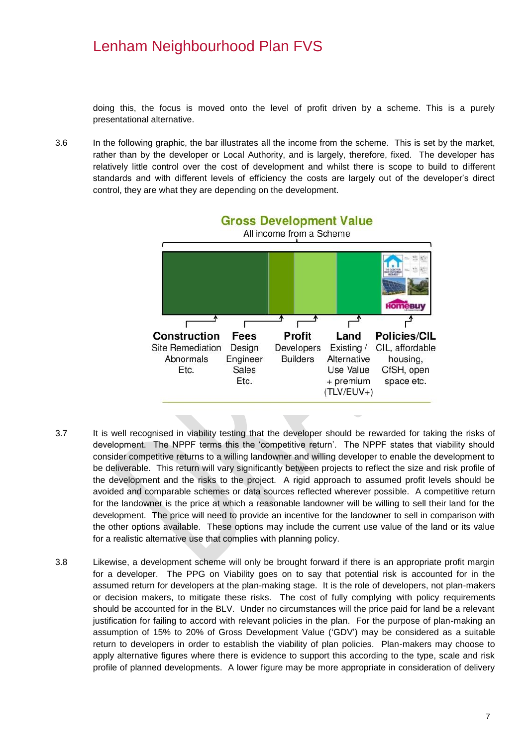doing this, the focus is moved onto the level of profit driven by a scheme. This is a purely presentational alternative.

3.6 In the following graphic, the bar illustrates all the income from the scheme. This is set by the market, rather than by the developer or Local Authority, and is largely, therefore, fixed. The developer has relatively little control over the cost of development and whilst there is scope to build to different standards and with different levels of efficiency the costs are largely out of the developer's direct control, they are what they are depending on the development.

**Gross Development Value**

All income from a Scheme

| Construction | Fees | Profit | Land | Policies/CIL |
|---|---|---|---|---|
| Site Remediation Abnormals Etc. | Design Engineer Sales Etc. | Developers Builders | Existing / Alternative Use Value + premium (TLV/EUV+) | CIL, affordable housing, CfSH, open space etc. |

3.7 It is well recognised in viability testing that the developer should be rewarded for taking the risks of development. The NPPF terms this the 'competitive return'. The NPPF states that viability should consider competitive returns to a willing landowner and willing developer to enable the development to be deliverable. This return will vary significantly between projects to reflect the size and risk profile of the development and the risks to the project. A rigid approach to assumed profit levels should be avoided and comparable schemes or data sources reflected wherever possible. A competitive return for the landowner is the price at which a reasonable landowner will be willing to sell their land for the development. The price will need to provide an incentive for the landowner to sell in comparison with the other options available. These options may include the current use value of the land or its value for a realistic alternative use that complies with planning policy.

3.8 Likewise, a development scheme will only be brought forward if there is an appropriate profit margin for a developer. The PPG on Viability goes on to say that potential risk is accounted for in the assumed return for developers at the plan-making stage. It is the role of developers, not plan-makers or decision makers, to mitigate these risks. The cost of fully complying with policy requirements should be accounted for in the BLV. Under no circumstances will the price paid for land be a relevant justification for failing to accord with relevant policies in the plan. For the purpose of plan-making an assumption of 15% to 20% of Gross Development Value ('GDV') may be considered as a suitable return to developers in order to establish the viability of plan policies. Plan-makers may choose to apply alternative figures where there is evidence to support this according to the type, scale and risk profile of planned developments. A lower figure may be more appropriate in consideration of delivery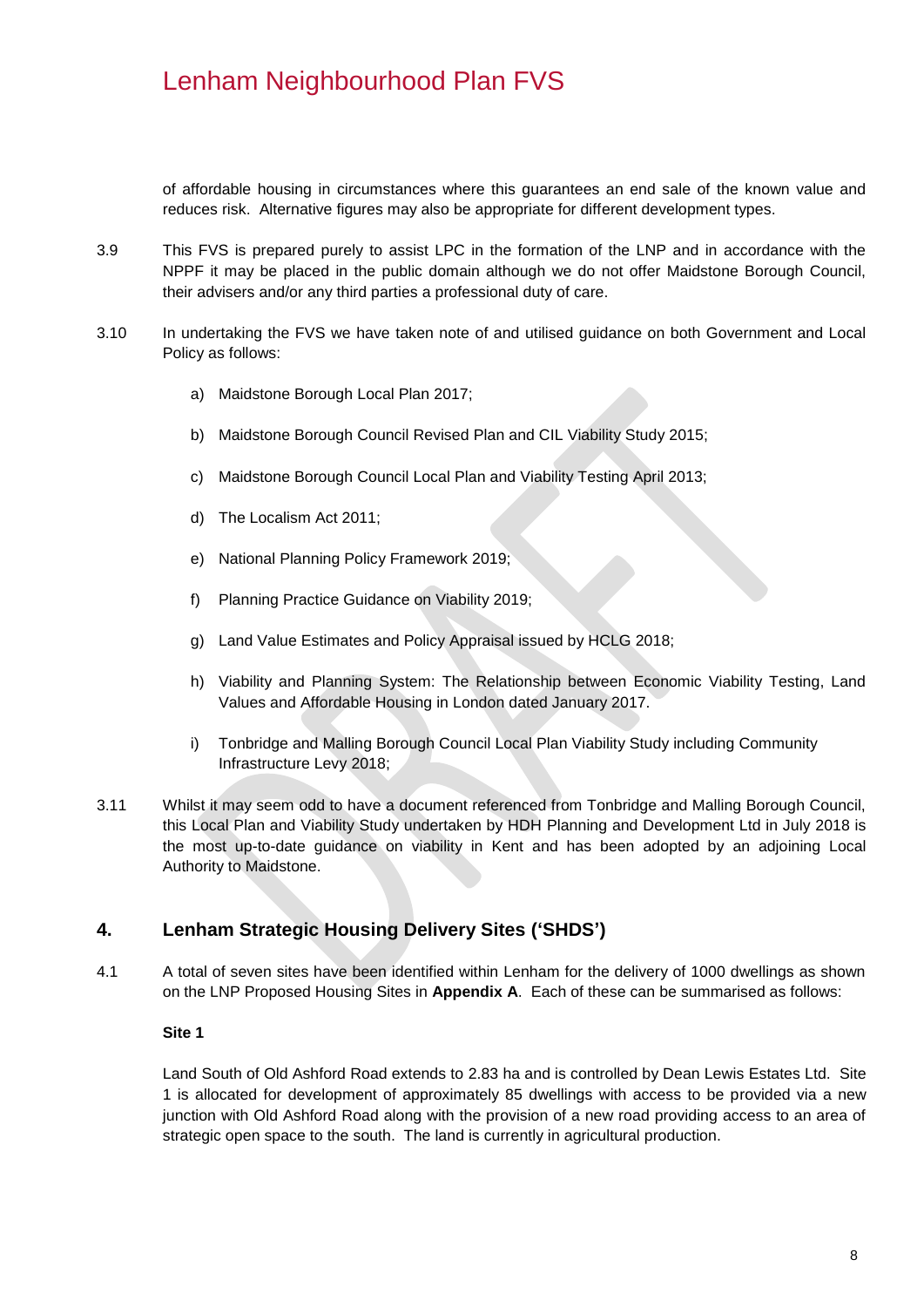of affordable housing in circumstances where this guarantees an end sale of the known value and reduces risk. Alternative figures may also be appropriate for different development types.

3.9 This FVS is prepared purely to assist LPC in the formation of the LNP and in accordance with the NPPF it may be placed in the public domain although we do not offer Maidstone Borough Council, their advisers and/or any third parties a professional duty of care.

3.10 In undertaking the FVS we have taken note of and utilised guidance on both Government and Local Policy as follows:

a) Maidstone Borough Local Plan 2017;

b) Maidstone Borough Council Revised Plan and CIL Viability Study 2015;

c) Maidstone Borough Council Local Plan and Viability Testing April 2013;

d) The Localism Act 2011;

e) National Planning Policy Framework 2019;

f) Planning Practice Guidance on Viability 2019;

g) Land Value Estimates and Policy Appraisal issued by HCLG 2018;

h) Viability and Planning System: The Relationship between Economic Viability Testing, Land Values and Affordable Housing in London dated January 2017.

i) Tonbridge and Malling Borough Council Local Plan Viability Study including Community Infrastructure Levy 2018;

3.11 Whilst it may seem odd to have a document referenced from Tonbridge and Malling Borough Council, this Local Plan and Viability Study undertaken by HDH Planning and Development Ltd in July 2018 is the most up-to-date guidance on viability in Kent and has been adopted by an adjoining Local Authority to Maidstone.

## 4. Lenham Strategic Housing Delivery Sites ('SHDS')

4.1 A total of seven sites have been identified within Lenham for the delivery of 1000 dwellings as shown on the LNP Proposed Housing Sites in **Appendix A**. Each of these can be summarised as follows:

**Site 1**

Land South of Old Ashford Road extends to 2.83 ha and is controlled by Dean Lewis Estates Ltd. Site 1 is allocated for development of approximately 85 dwellings with access to be provided via a new junction with Old Ashford Road along with the provision of a new road providing access to an area of strategic open space to the south. The land is currently in agricultural production.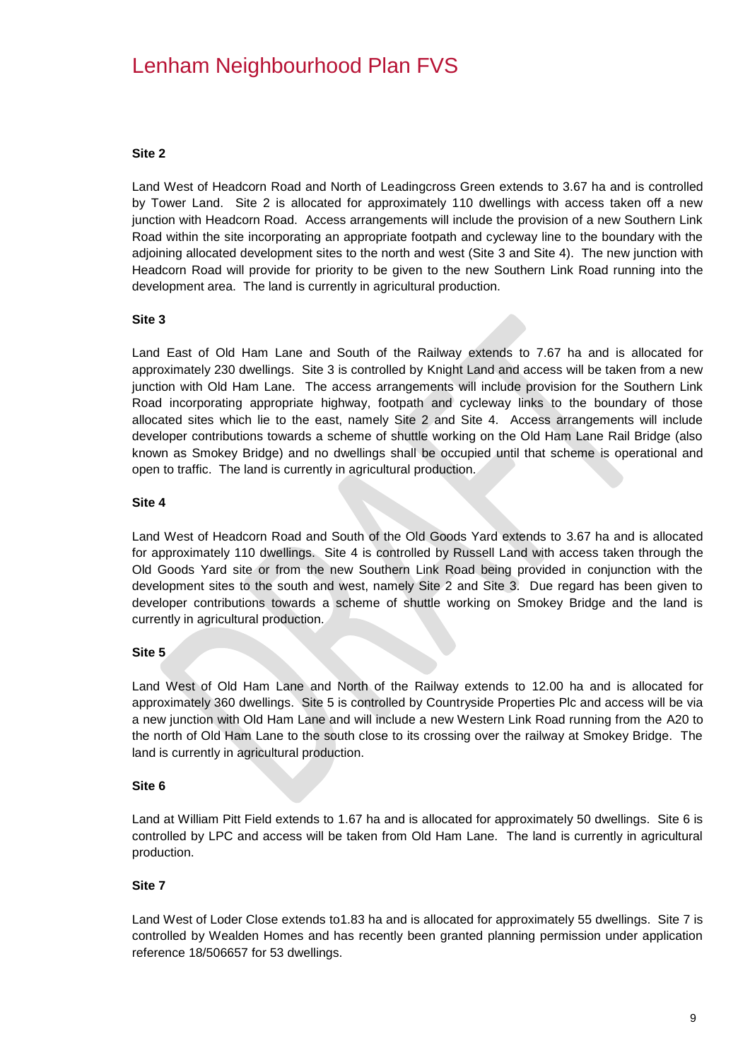**Site 2**

Land West of Headcorn Road and North of Leadingcross Green extends to 3.67 ha and is controlled by Tower Land. Site 2 is allocated for approximately 110 dwellings with access taken off a new junction with Headcorn Road. Access arrangements will include the provision of a new Southern Link Road within the site incorporating an appropriate footpath and cycleway line to the boundary with the adjoining allocated development sites to the north and west (Site 3 and Site 4). The new junction with Headcorn Road will provide for priority to be given to the new Southern Link Road running into the development area. The land is currently in agricultural production.

**Site 3**

Land East of Old Ham Lane and South of the Railway extends to 7.67 ha and is allocated for approximately 230 dwellings. Site 3 is controlled by Knight Land and access will be taken from a new junction with Old Ham Lane. The access arrangements will include provision for the Southern Link Road incorporating appropriate highway, footpath and cycleway links to the boundary of those allocated sites which lie to the east, namely Site 2 and Site 4. Access arrangements will include developer contributions towards a scheme of shuttle working on the Old Ham Lane Rail Bridge (also known as Smokey Bridge) and no dwellings shall be occupied until that scheme is operational and open to traffic. The land is currently in agricultural production.

**Site 4**

Land West of Headcorn Road and South of the Old Goods Yard extends to 3.67 ha and is allocated for approximately 110 dwellings. Site 4 is controlled by Russell Land with access taken through the Old Goods Yard site or from the new Southern Link Road being provided in conjunction with the development sites to the south and west, namely Site 2 and Site 3. Due regard has been given to developer contributions towards a scheme of shuttle working on Smokey Bridge and the land is currently in agricultural production.

**Site 5**

Land West of Old Ham Lane and North of the Railway extends to 12.00 ha and is allocated for approximately 360 dwellings. Site 5 is controlled by Countryside Properties Plc and access will be via a new junction with Old Ham Lane and will include a new Western Link Road running from the A20 to the north of Old Ham Lane to the south close to its crossing over the railway at Smokey Bridge. The land is currently in agricultural production.

**Site 6**

Land at William Pitt Field extends to 1.67 ha and is allocated for approximately 50 dwellings. Site 6 is controlled by LPC and access will be taken from Old Ham Lane. The land is currently in agricultural production.

**Site 7**

Land West of Loder Close extends to1.83 ha and is allocated for approximately 55 dwellings. Site 7 is controlled by Wealden Homes and has recently been granted planning permission under application reference 18/506657 for 53 dwellings.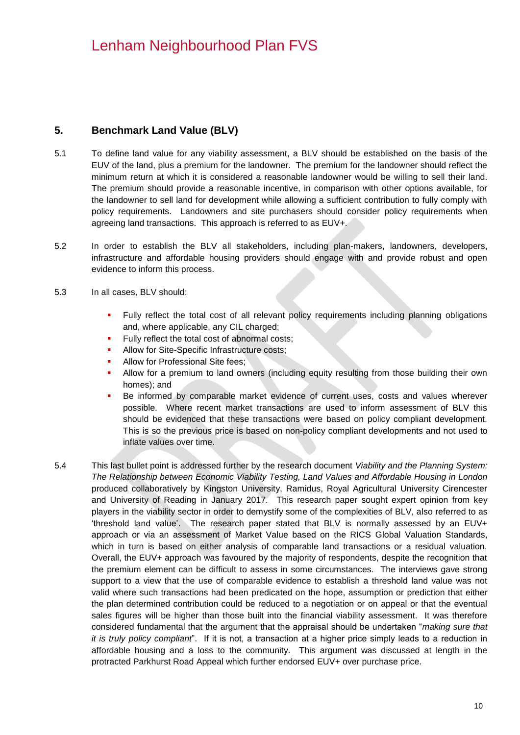## 5. Benchmark Land Value (BLV)

5.1 To define land value for any viability assessment, a BLV should be established on the basis of the EUV of the land, plus a premium for the landowner. The premium for the landowner should reflect the minimum return at which it is considered a reasonable landowner would be willing to sell their land. The premium should provide a reasonable incentive, in comparison with other options available, for the landowner to sell land for development while allowing a sufficient contribution to fully comply with policy requirements. Landowners and site purchasers should consider policy requirements when agreeing land transactions. This approach is referred to as EUV+.

5.2 In order to establish the BLV all stakeholders, including plan-makers, landowners, developers, infrastructure and affordable housing providers should engage with and provide robust and open evidence to inform this process.

5.3 In all cases, BLV should:

- Fully reflect the total cost of all relevant policy requirements including planning obligations and, where applicable, any CIL charged;
- Fully reflect the total cost of abnormal costs;
- Allow for Site-Specific Infrastructure costs;
- Allow for Professional Site fees;
- Allow for a premium to land owners (including equity resulting from those building their own homes); and
- Be informed by comparable market evidence of current uses, costs and values wherever possible. Where recent market transactions are used to inform assessment of BLV this should be evidenced that these transactions were based on policy compliant development. This is so the previous price is based on non-policy compliant developments and not used to inflate values over time.

5.4 This last bullet point is addressed further by the research document *Viability and the Planning System: The Relationship between Economic Viability Testing, Land Values and Affordable Housing in London* produced collaboratively by Kingston University, Ramidus, Royal Agricultural University Cirencester and University of Reading in January 2017. This research paper sought expert opinion from key players in the viability sector in order to demystify some of the complexities of BLV, also referred to as 'threshold land value'. The research paper stated that BLV is normally assessed by an EUV+ approach or via an assessment of Market Value based on the RICS Global Valuation Standards, which in turn is based on either analysis of comparable land transactions or a residual valuation. Overall, the EUV+ approach was favoured by the majority of respondents, despite the recognition that the premium element can be difficult to assess in some circumstances. The interviews gave strong support to a view that the use of comparable evidence to establish a threshold land value was not valid where such transactions had been predicated on the hope, assumption or prediction that either the plan determined contribution could be reduced to a negotiation or on appeal or that the eventual sales figures will be higher than those built into the financial viability assessment. It was therefore considered fundamental that the argument that the appraisal should be undertaken "*making sure that it is truly policy compliant*". If it is not, a transaction at a higher price simply leads to a reduction in affordable housing and a loss to the community. This argument was discussed at length in the protracted Parkhurst Road Appeal which further endorsed EUV+ over purchase price.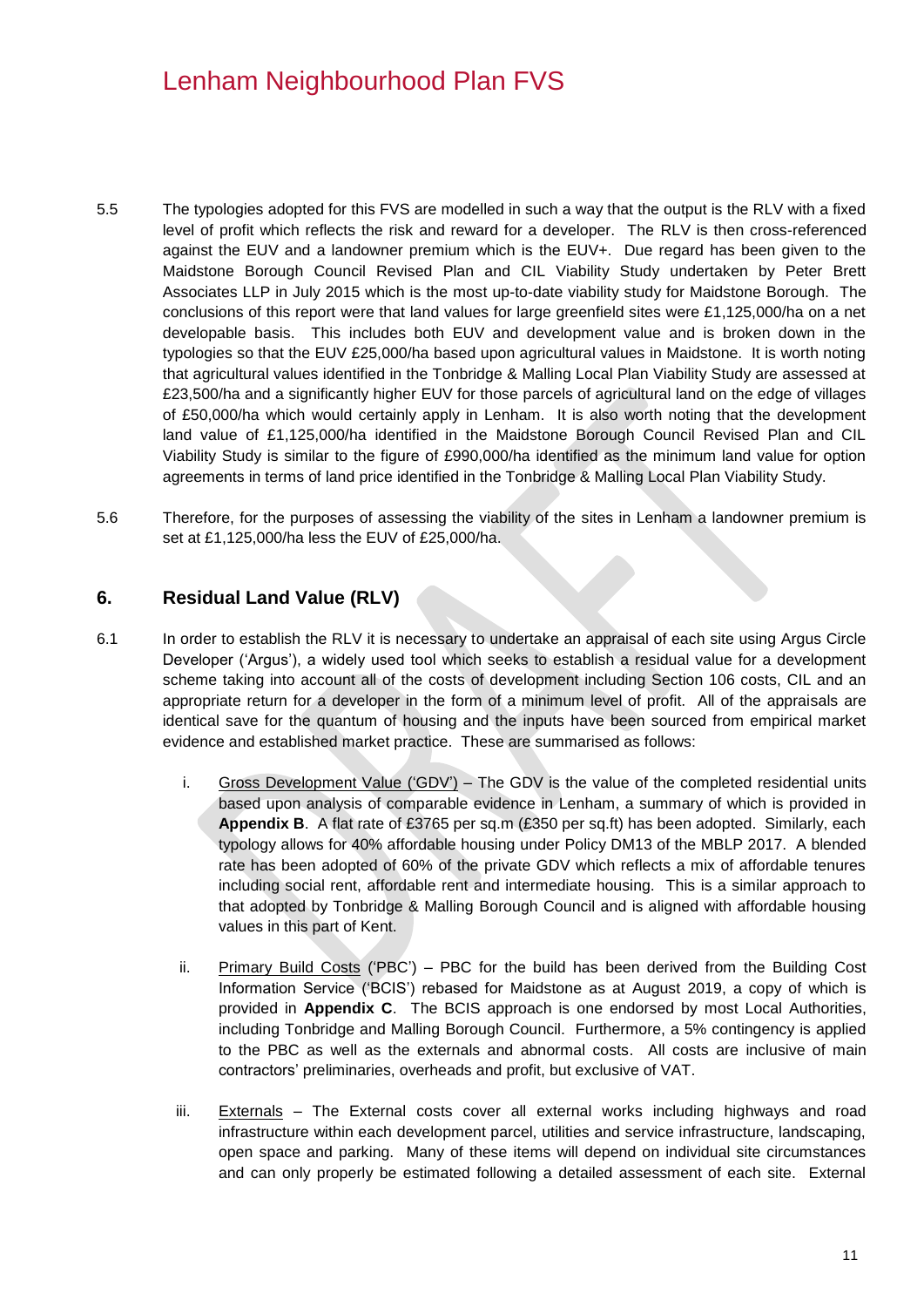5.5 The typologies adopted for this FVS are modelled in such a way that the output is the RLV with a fixed level of profit which reflects the risk and reward for a developer. The RLV is then cross-referenced against the EUV and a landowner premium which is the EUV+. Due regard has been given to the Maidstone Borough Council Revised Plan and CIL Viability Study undertaken by Peter Brett Associates LLP in July 2015 which is the most up-to-date viability study for Maidstone Borough. The conclusions of this report were that land values for large greenfield sites were £1,125,000/ha on a net developable basis. This includes both EUV and development value and is broken down in the typologies so that the EUV £25,000/ha based upon agricultural values in Maidstone. It is worth noting that agricultural values identified in the Tonbridge & Malling Local Plan Viability Study are assessed at £23,500/ha and a significantly higher EUV for those parcels of agricultural land on the edge of villages of £50,000/ha which would certainly apply in Lenham. It is also worth noting that the development land value of £1,125,000/ha identified in the Maidstone Borough Council Revised Plan and CIL Viability Study is similar to the figure of £990,000/ha identified as the minimum land value for option agreements in terms of land price identified in the Tonbridge & Malling Local Plan Viability Study.

5.6 Therefore, for the purposes of assessing the viability of the sites in Lenham a landowner premium is set at £1,125,000/ha less the EUV of £25,000/ha.

## 6. Residual Land Value (RLV)

6.1 In order to establish the RLV it is necessary to undertake an appraisal of each site using Argus Circle Developer ('Argus'), a widely used tool which seeks to establish a residual value for a development scheme taking into account all of the costs of development including Section 106 costs, CIL and an appropriate return for a developer in the form of a minimum level of profit. All of the appraisals are identical save for the quantum of housing and the inputs have been sourced from empirical market evidence and established market practice. These are summarised as follows:

i. Gross Development Value ('GDV') – The GDV is the value of the completed residential units based upon analysis of comparable evidence in Lenham, a summary of which is provided in **Appendix B**. A flat rate of £3765 per sq.m (£350 per sq.ft) has been adopted. Similarly, each typology allows for 40% affordable housing under Policy DM13 of the MBLP 2017. A blended rate has been adopted of 60% of the private GDV which reflects a mix of affordable tenures including social rent, affordable rent and intermediate housing. This is a similar approach to that adopted by Tonbridge & Malling Borough Council and is aligned with affordable housing values in this part of Kent.

ii. Primary Build Costs ('PBC') – PBC for the build has been derived from the Building Cost Information Service ('BCIS') rebased for Maidstone as at August 2019, a copy of which is provided in **Appendix C**. The BCIS approach is one endorsed by most Local Authorities, including Tonbridge and Malling Borough Council. Furthermore, a 5% contingency is applied to the PBC as well as the externals and abnormal costs. All costs are inclusive of main contractors' preliminaries, overheads and profit, but exclusive of VAT.

iii. Externals – The External costs cover all external works including highways and road infrastructure within each development parcel, utilities and service infrastructure, landscaping, open space and parking. Many of these items will depend on individual site circumstances and can only properly be estimated following a detailed assessment of each site. External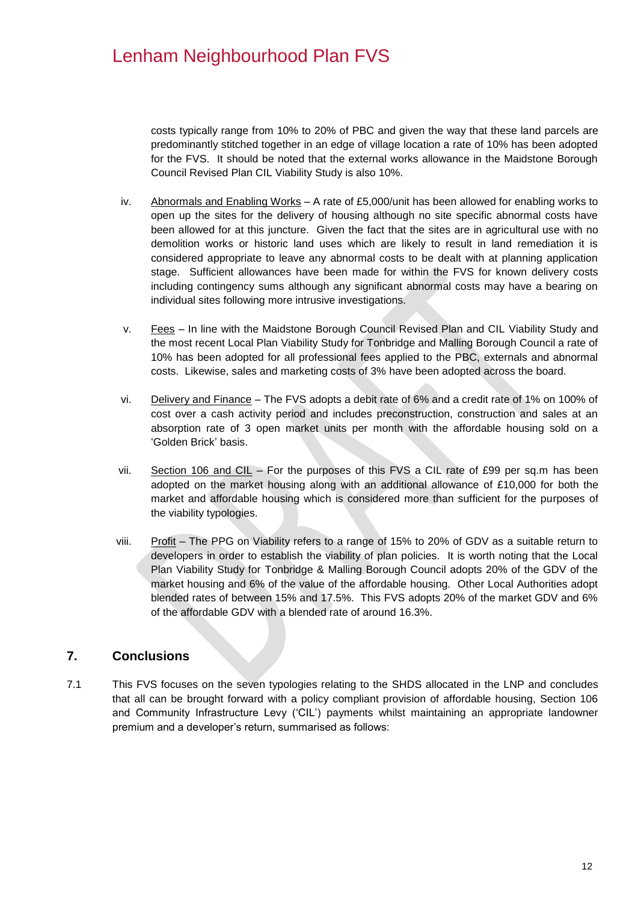costs typically range from 10% to 20% of PBC and given the way that these land parcels are predominantly stitched together in an edge of village location a rate of 10% has been adopted for the FVS. It should be noted that the external works allowance in the Maidstone Borough Council Revised Plan CIL Viability Study is also 10%.

iv. Abnormals and Enabling Works – A rate of £5,000/unit has been allowed for enabling works to open up the sites for the delivery of housing although no site specific abnormal costs have been allowed for at this juncture. Given the fact that the sites are in agricultural use with no demolition works or historic land uses which are likely to result in land remediation it is considered appropriate to leave any abnormal costs to be dealt with at planning application stage. Sufficient allowances have been made for within the FVS for known delivery costs including contingency sums although any significant abnormal costs may have a bearing on individual sites following more intrusive investigations.

v. Fees – In line with the Maidstone Borough Council Revised Plan and CIL Viability Study and the most recent Local Plan Viability Study for Tonbridge and Malling Borough Council a rate of 10% has been adopted for all professional fees applied to the PBC, externals and abnormal costs. Likewise, sales and marketing costs of 3% have been adopted across the board.

vi. Delivery and Finance – The FVS adopts a debit rate of 6% and a credit rate of 1% on 100% of cost over a cash activity period and includes preconstruction, construction and sales at an absorption rate of 3 open market units per month with the affordable housing sold on a 'Golden Brick' basis.

vii. Section 106 and CIL – For the purposes of this FVS a CIL rate of £99 per sq.m has been adopted on the market housing along with an additional allowance of £10,000 for both the market and affordable housing which is considered more than sufficient for the purposes of the viability typologies.

viii. Profit – The PPG on Viability refers to a range of 15% to 20% of GDV as a suitable return to developers in order to establish the viability of plan policies. It is worth noting that the Local Plan Viability Study for Tonbridge & Malling Borough Council adopts 20% of the GDV of the market housing and 6% of the value of the affordable housing. Other Local Authorities adopt blended rates of between 15% and 17.5%. This FVS adopts 20% of the market GDV and 6% of the affordable GDV with a blended rate of around 16.3%.

## 7. Conclusions

7.1 This FVS focuses on the seven typologies relating to the SHDS allocated in the LNP and concludes that all can be brought forward with a policy compliant provision of affordable housing, Section 106 and Community Infrastructure Levy ('CIL') payments whilst maintaining an appropriate landowner premium and a developer's return, summarised as follows: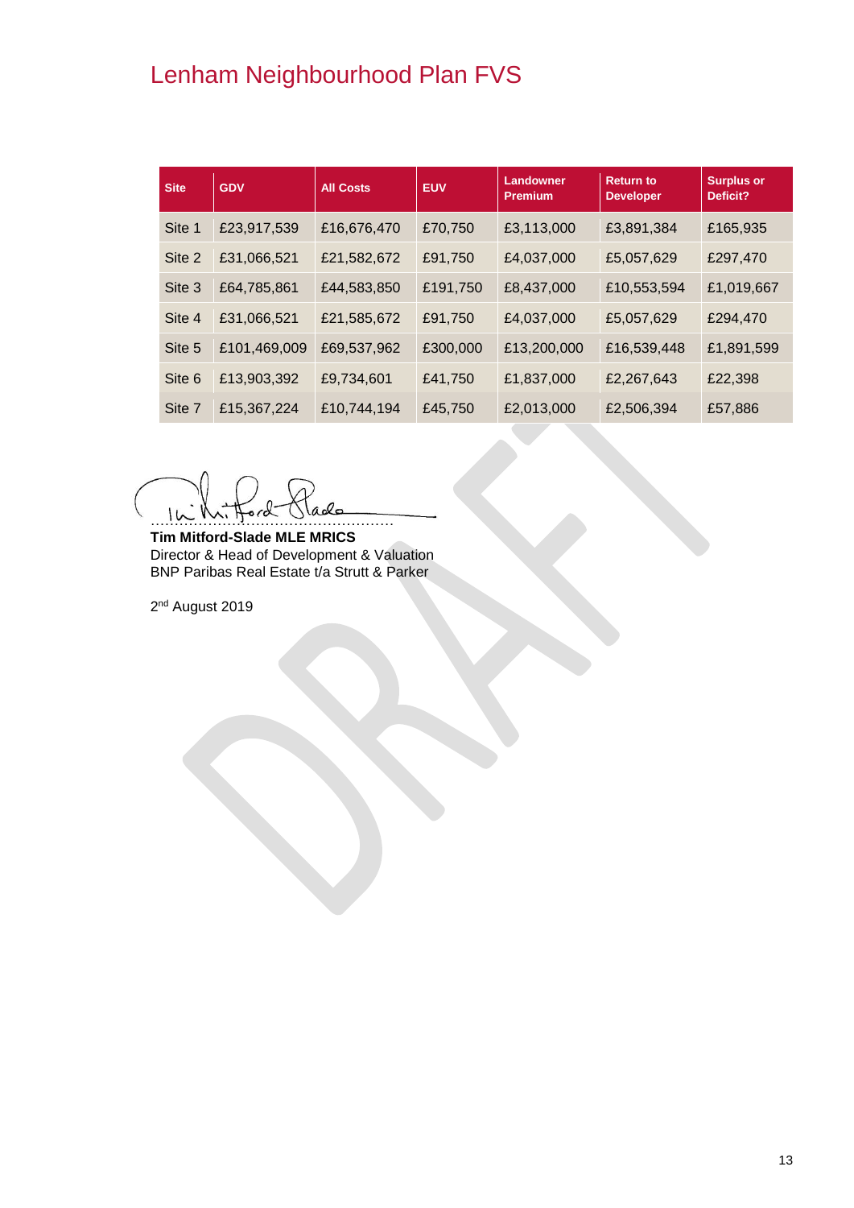# Lenham Neighbourhood Plan FVS

| Site | GDV | All Costs | EUV | Landowner Premium | Return to Developer | Surplus or Deficit? |
|---|---|---|---|---|---|---|
| Site 1 | £23,917,539 | £16,676,470 | £70,750 | £3,113,000 | £3,891,384 | £165,935 |
| Site 2 | £31,066,521 | £21,582,672 | £91,750 | £4,037,000 | £5,057,629 | £297,470 |
| Site 3 | £64,785,861 | £44,583,850 | £191,750 | £8,437,000 | £10,553,594 | £1,019,667 |
| Site 4 | £31,066,521 | £21,585,672 | £91,750 | £4,037,000 | £5,057,629 | £294,470 |
| Site 5 | £101,469,009 | £69,537,962 | £300,000 | £13,200,000 | £16,539,448 | £1,891,599 |
| Site 6 | £13,903,392 | £9,734,601 | £41,750 | £1,837,000 | £2,267,643 | £22,398 |
| Site 7 | £15,367,224 | £10,744,194 | £45,750 | £2,013,000 | £2,506,394 | £57,886 |

……………………………………………

**Tim Mitford-Slade MLE MRICS**
Director & Head of Development & Valuation
BNP Paribas Real Estate t/a Strutt & Parker

2nd August 2019